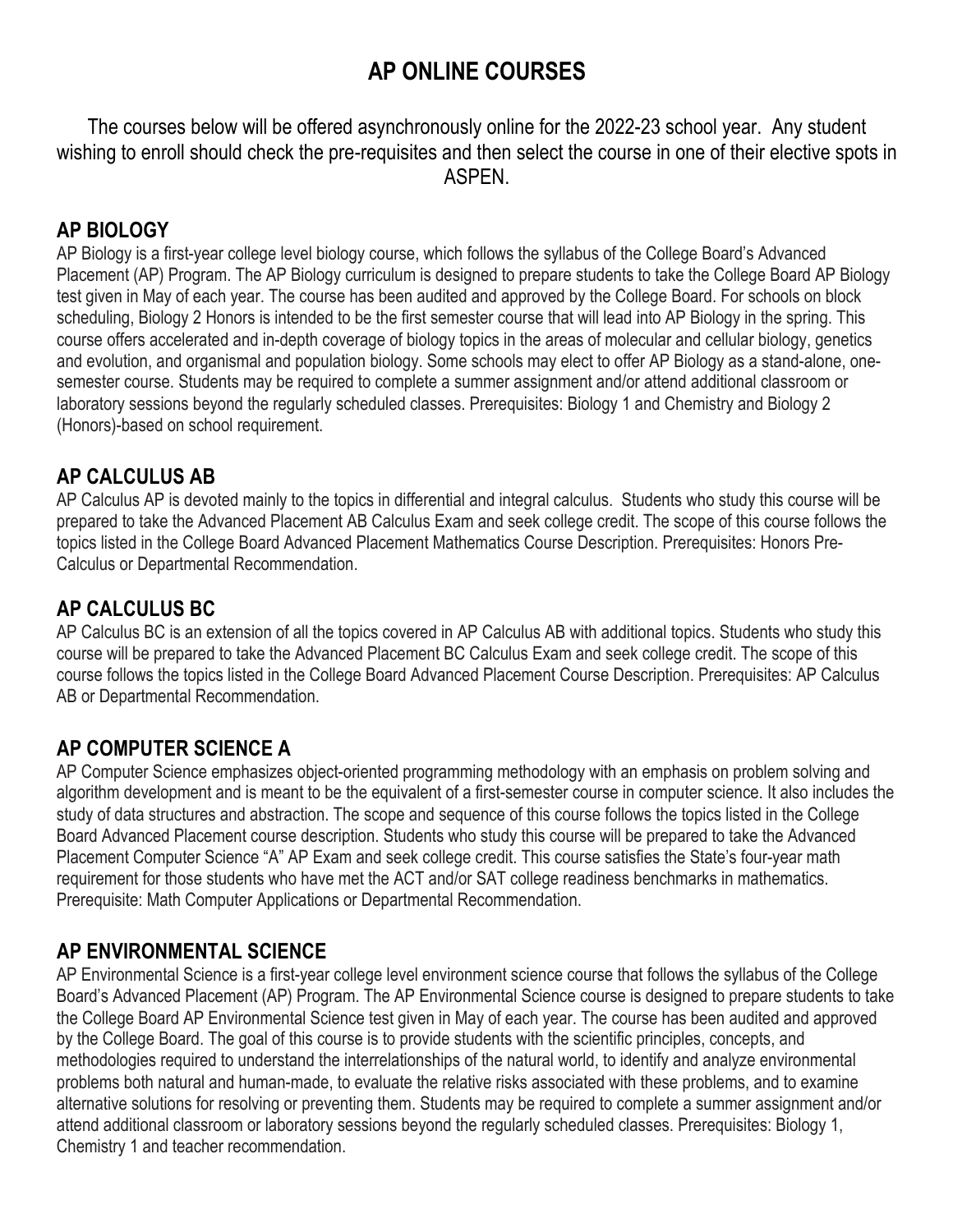# AP ONLINE COURSES

The courses below will be offered asynchronously online for the 2022-23 school year. Any student wishing to enroll should check the pre-requisites and then select the course in one of their elective spots in ASPEN.

## AP BIOLOGY

AP Biology is a first-year college level biology course, which follows the syllabus of the College Board's Advanced Placement (AP) Program. The AP Biology curriculum is designed to prepare students to take the College Board AP Biology test given in May of each year. The course has been audited and approved by the College Board. For schools on block scheduling, Biology 2 Honors is intended to be the first semester course that will lead into AP Biology in the spring. This course offers accelerated and in-depth coverage of biology topics in the areas of molecular and cellular biology, genetics and evolution, and organismal and population biology. Some schools may elect to offer AP Biology as a stand-alone, one-semester course. Students may be required to complete a summer assignment and/or attend additional classroom or laboratory sessions beyond the regularly scheduled classes. Prerequisites: Biology 1 and Chemistry and Biology 2 (Honors)-based on school requirement.

## AP CALCULUS AB

AP Calculus AP is devoted mainly to the topics in differential and integral calculus. Students who study this course will be prepared to take the Advanced Placement AB Calculus Exam and seek college credit. The scope of this course follows the topics listed in the College Board Advanced Placement Mathematics Course Description. Prerequisites: Honors Pre-Calculus or Departmental Recommendation.

## AP CALCULUS BC

AP Calculus BC is an extension of all the topics covered in AP Calculus AB with additional topics. Students who study this course will be prepared to take the Advanced Placement BC Calculus Exam and seek college credit. The scope of this course follows the topics listed in the College Board Advanced Placement Course Description. Prerequisites: AP Calculus AB or Departmental Recommendation.

## AP COMPUTER SCIENCE A

AP Computer Science emphasizes object-oriented programming methodology with an emphasis on problem solving and algorithm development and is meant to be the equivalent of a first-semester course in computer science. It also includes the study of data structures and abstraction. The scope and sequence of this course follows the topics listed in the College Board Advanced Placement course description. Students who study this course will be prepared to take the Advanced Placement Computer Science "A" AP Exam and seek college credit. This course satisfies the State's four-year math requirement for those students who have met the ACT and/or SAT college readiness benchmarks in mathematics. Prerequisite: Math Computer Applications or Departmental Recommendation.

## AP ENVIRONMENTAL SCIENCE

AP Environmental Science is a first-year college level environment science course that follows the syllabus of the College Board's Advanced Placement (AP) Program. The AP Environmental Science course is designed to prepare students to take the College Board AP Environmental Science test given in May of each year. The course has been audited and approved by the College Board. The goal of this course is to provide students with the scientific principles, concepts, and methodologies required to understand the interrelationships of the natural world, to identify and analyze environmental problems both natural and human-made, to evaluate the relative risks associated with these problems, and to examine alternative solutions for resolving or preventing them. Students may be required to complete a summer assignment and/or attend additional classroom or laboratory sessions beyond the regularly scheduled classes. Prerequisites: Biology 1, Chemistry 1 and teacher recommendation.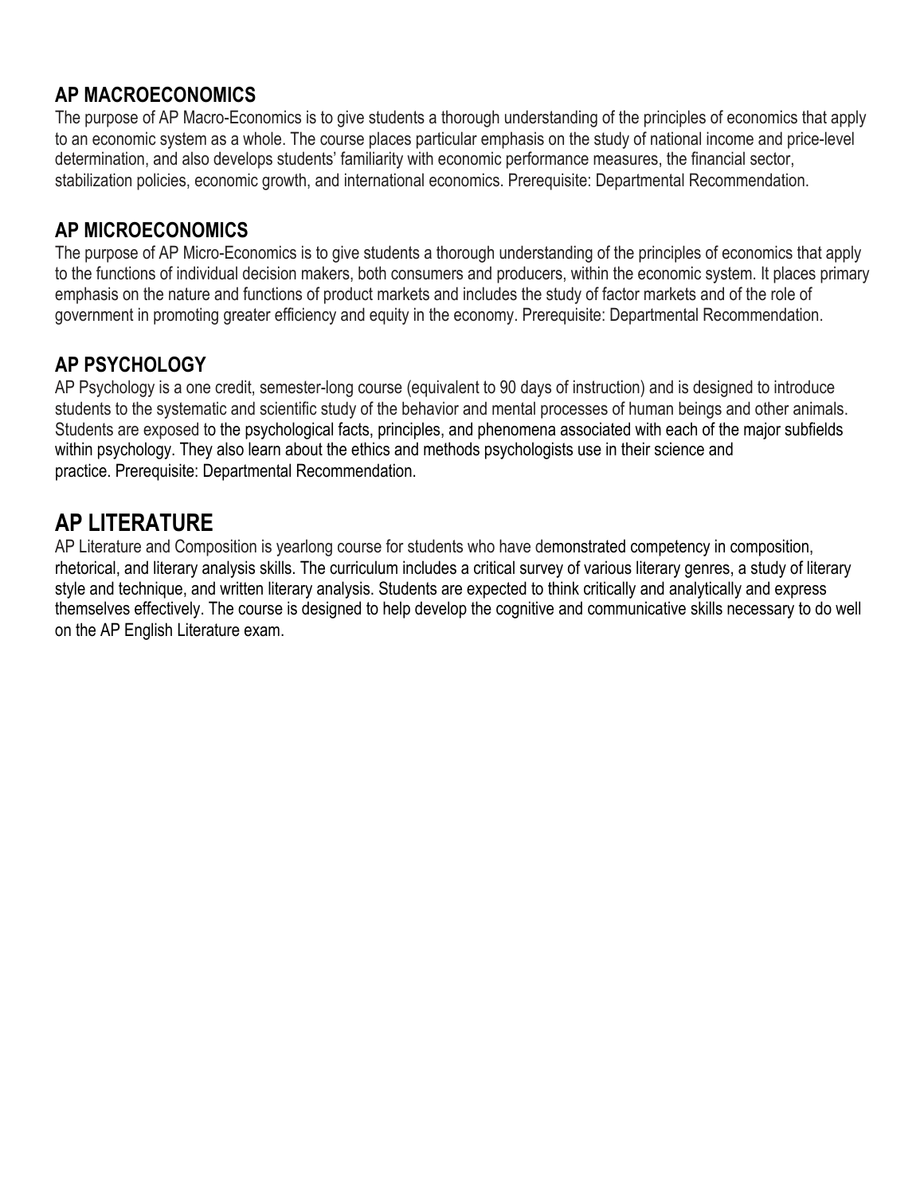## AP MACROECONOMICS

The purpose of AP Macro-Economics is to give students a thorough understanding of the principles of economics that apply to an economic system as a whole. The course places particular emphasis on the study of national income and price-level determination, and also develops students' familiarity with economic performance measures, the financial sector, stabilization policies, economic growth, and international economics. Prerequisite: Departmental Recommendation.

## AP MICROECONOMICS

The purpose of AP Micro-Economics is to give students a thorough understanding of the principles of economics that apply to the functions of individual decision makers, both consumers and producers, within the economic system. It places primary emphasis on the nature and functions of product markets and includes the study of factor markets and of the role of government in promoting greater efficiency and equity in the economy. Prerequisite: Departmental Recommendation.

## AP PSYCHOLOGY

AP Psychology is a one credit, semester-long course (equivalent to 90 days of instruction) and is designed to introduce students to the systematic and scientific study of the behavior and mental processes of human beings and other animals. Students are exposed to the psychological facts, principles, and phenomena associated with each of the major subfields within psychology. They also learn about the ethics and methods psychologists use in their science and practice. Prerequisite: Departmental Recommendation.

# AP LITERATURE

AP Literature and Composition is yearlong course for students who have demonstrated competency in composition, rhetorical, and literary analysis skills. The curriculum includes a critical survey of various literary genres, a study of literary style and technique, and written literary analysis. Students are expected to think critically and analytically and express themselves effectively. The course is designed to help develop the cognitive and communicative skills necessary to do well on the AP English Literature exam.